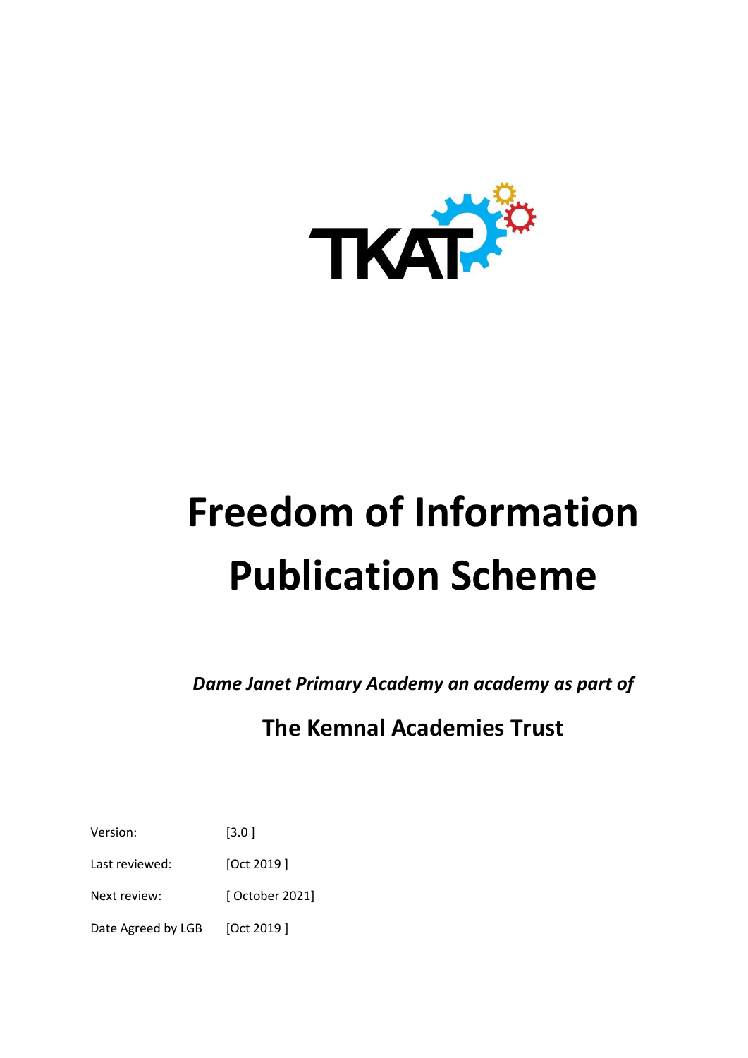# Freedom of Information Publication Scheme

***Dame Janet Primary Academy an academy as part of***

**The Kemnal Academies Trust**

| | |
|---|---|
| Version: | [3.0 ] |
| Last reviewed: | [Oct 2019 ] |
| Next review: | [ October 2021] |
| Date Agreed by LGB | [Oct 2019 ] |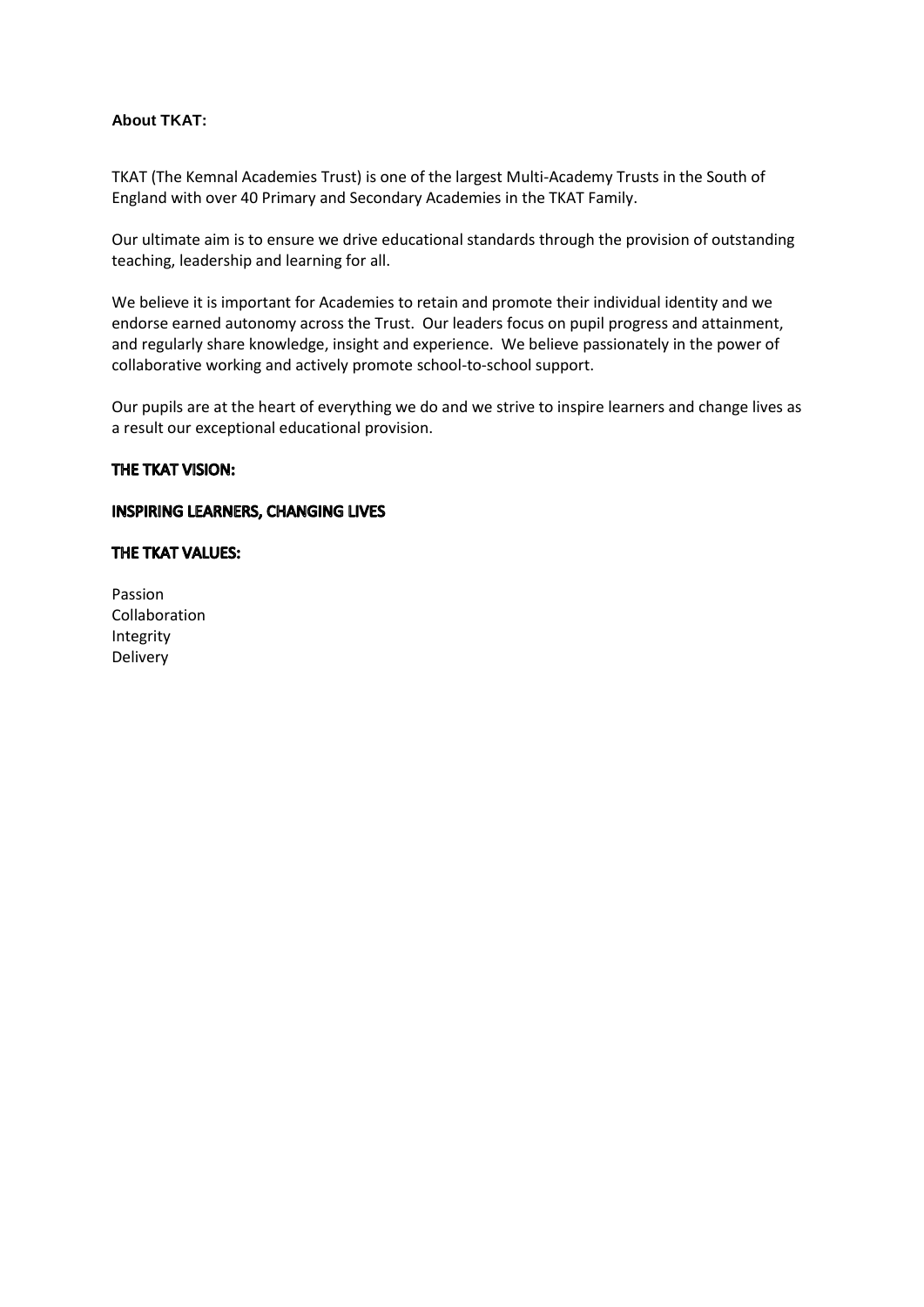**About TKAT:**

TKAT (The Kemnal Academies Trust) is one of the largest Multi-Academy Trusts in the South of England with over 40 Primary and Secondary Academies in the TKAT Family.

Our ultimate aim is to ensure we drive educational standards through the provision of outstanding teaching, leadership and learning for all.

We believe it is important for Academies to retain and promote their individual identity and we endorse earned autonomy across the Trust. Our leaders focus on pupil progress and attainment, and regularly share knowledge, insight and experience. We believe passionately in the power of collaborative working and actively promote school-to-school support.

Our pupils are at the heart of everything we do and we strive to inspire learners and change lives as a result our exceptional educational provision.

**THE TKAT VISION:**

**INSPIRING LEARNERS, CHANGING LIVES**

**THE TKAT VALUES:**

Passion
Collaboration
Integrity
Delivery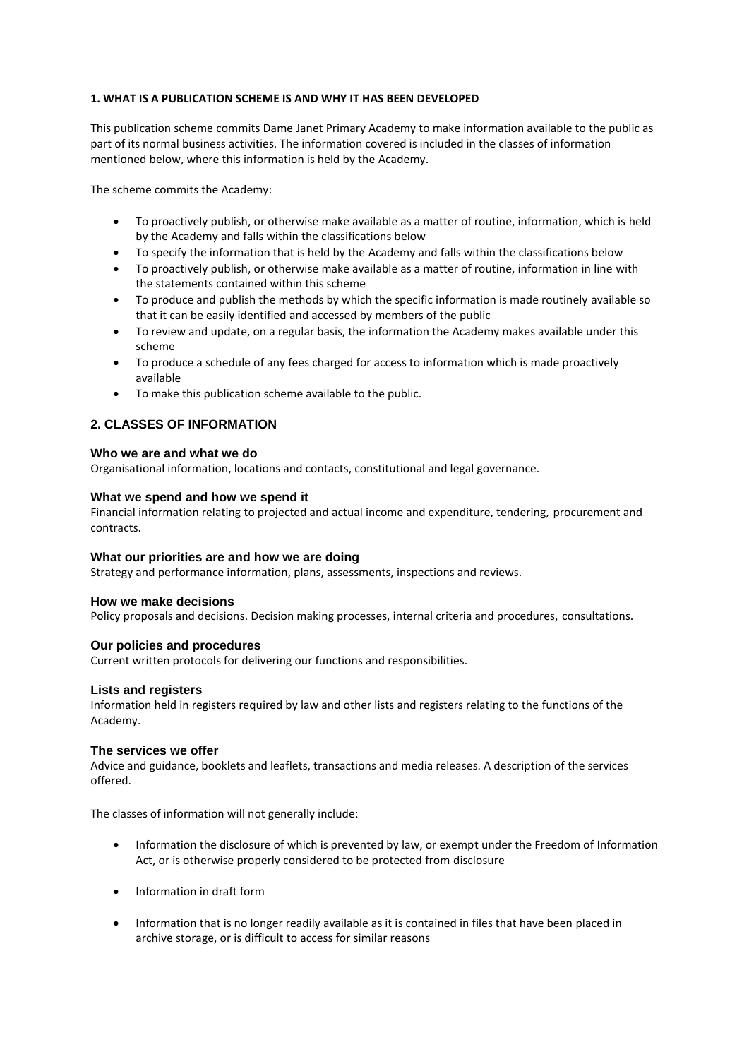## 1. WHAT IS A PUBLICATION SCHEME IS AND WHY IT HAS BEEN DEVELOPED

This publication scheme commits Dame Janet Primary Academy to make information available to the public as part of its normal business activities. The information covered is included in the classes of information mentioned below, where this information is held by the Academy.

The scheme commits the Academy:

- To proactively publish, or otherwise make available as a matter of routine, information, which is held by the Academy and falls within the classifications below
- To specify the information that is held by the Academy and falls within the classifications below
- To proactively publish, or otherwise make available as a matter of routine, information in line with the statements contained within this scheme
- To produce and publish the methods by which the specific information is made routinely available so that it can be easily identified and accessed by members of the public
- To review and update, on a regular basis, the information the Academy makes available under this scheme
- To produce a schedule of any fees charged for access to information which is made proactively available
- To make this publication scheme available to the public.

## 2. CLASSES OF INFORMATION

### Who we are and what we do

Organisational information, locations and contacts, constitutional and legal governance.

### What we spend and how we spend it

Financial information relating to projected and actual income and expenditure, tendering, procurement and contracts.

### What our priorities are and how we are doing

Strategy and performance information, plans, assessments, inspections and reviews.

### How we make decisions

Policy proposals and decisions. Decision making processes, internal criteria and procedures, consultations.

### Our policies and procedures

Current written protocols for delivering our functions and responsibilities.

### Lists and registers

Information held in registers required by law and other lists and registers relating to the functions of the Academy.

### The services we offer

Advice and guidance, booklets and leaflets, transactions and media releases. A description of the services offered.

The classes of information will not generally include:

- Information the disclosure of which is prevented by law, or exempt under the Freedom of Information Act, or is otherwise properly considered to be protected from disclosure
- Information in draft form
- Information that is no longer readily available as it is contained in files that have been placed in archive storage, or is difficult to access for similar reasons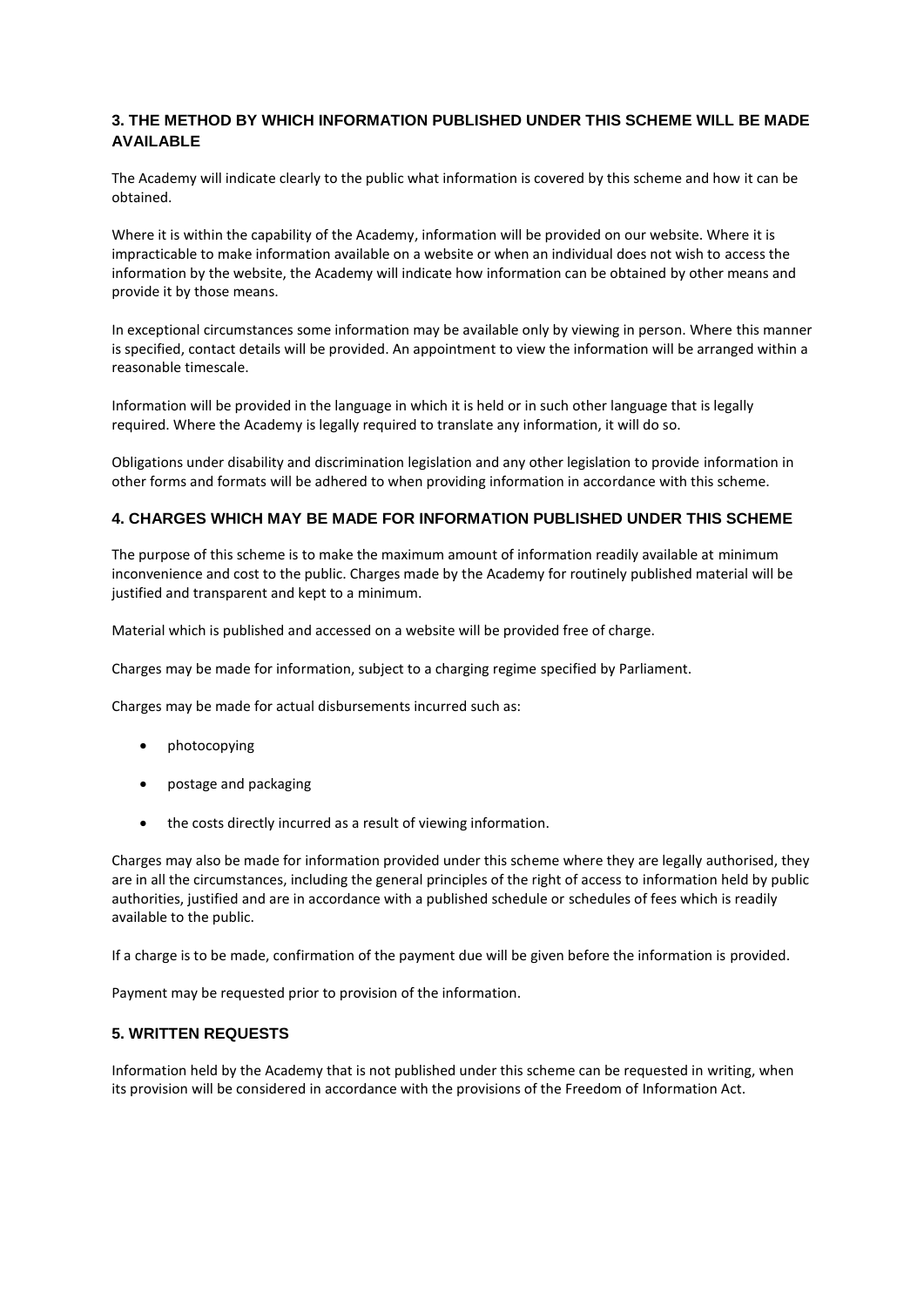## 3. THE METHOD BY WHICH INFORMATION PUBLISHED UNDER THIS SCHEME WILL BE MADE AVAILABLE

The Academy will indicate clearly to the public what information is covered by this scheme and how it can be obtained.

Where it is within the capability of the Academy, information will be provided on our website. Where it is impracticable to make information available on a website or when an individual does not wish to access the information by the website, the Academy will indicate how information can be obtained by other means and provide it by those means.

In exceptional circumstances some information may be available only by viewing in person. Where this manner is specified, contact details will be provided. An appointment to view the information will be arranged within a reasonable timescale.

Information will be provided in the language in which it is held or in such other language that is legally required. Where the Academy is legally required to translate any information, it will do so.

Obligations under disability and discrimination legislation and any other legislation to provide information in other forms and formats will be adhered to when providing information in accordance with this scheme.

## 4. CHARGES WHICH MAY BE MADE FOR INFORMATION PUBLISHED UNDER THIS SCHEME

The purpose of this scheme is to make the maximum amount of information readily available at minimum inconvenience and cost to the public. Charges made by the Academy for routinely published material will be justified and transparent and kept to a minimum.

Material which is published and accessed on a website will be provided free of charge.

Charges may be made for information, subject to a charging regime specified by Parliament.

Charges may be made for actual disbursements incurred such as:

- photocopying
- postage and packaging
- the costs directly incurred as a result of viewing information.

Charges may also be made for information provided under this scheme where they are legally authorised, they are in all the circumstances, including the general principles of the right of access to information held by public authorities, justified and are in accordance with a published schedule or schedules of fees which is readily available to the public.

If a charge is to be made, confirmation of the payment due will be given before the information is provided.

Payment may be requested prior to provision of the information.

## 5. WRITTEN REQUESTS

Information held by the Academy that is not published under this scheme can be requested in writing, when its provision will be considered in accordance with the provisions of the Freedom of Information Act.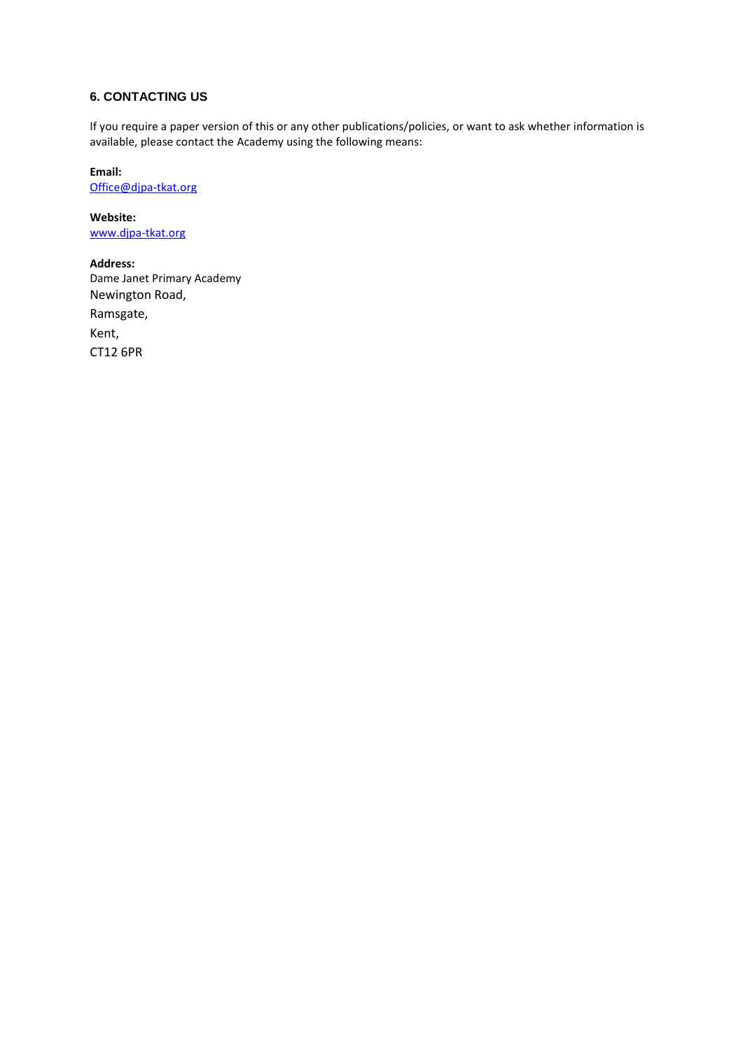## 6. CONTACTING US

If you require a paper version of this or any other publications/policies, or want to ask whether information is available, please contact the Academy using the following means:

**Email:**
Office@djpa-tkat.org

**Website:**
www.djpa-tkat.org

**Address:**
Dame Janet Primary Academy
Newington Road,
Ramsgate,
Kent,
CT12 6PR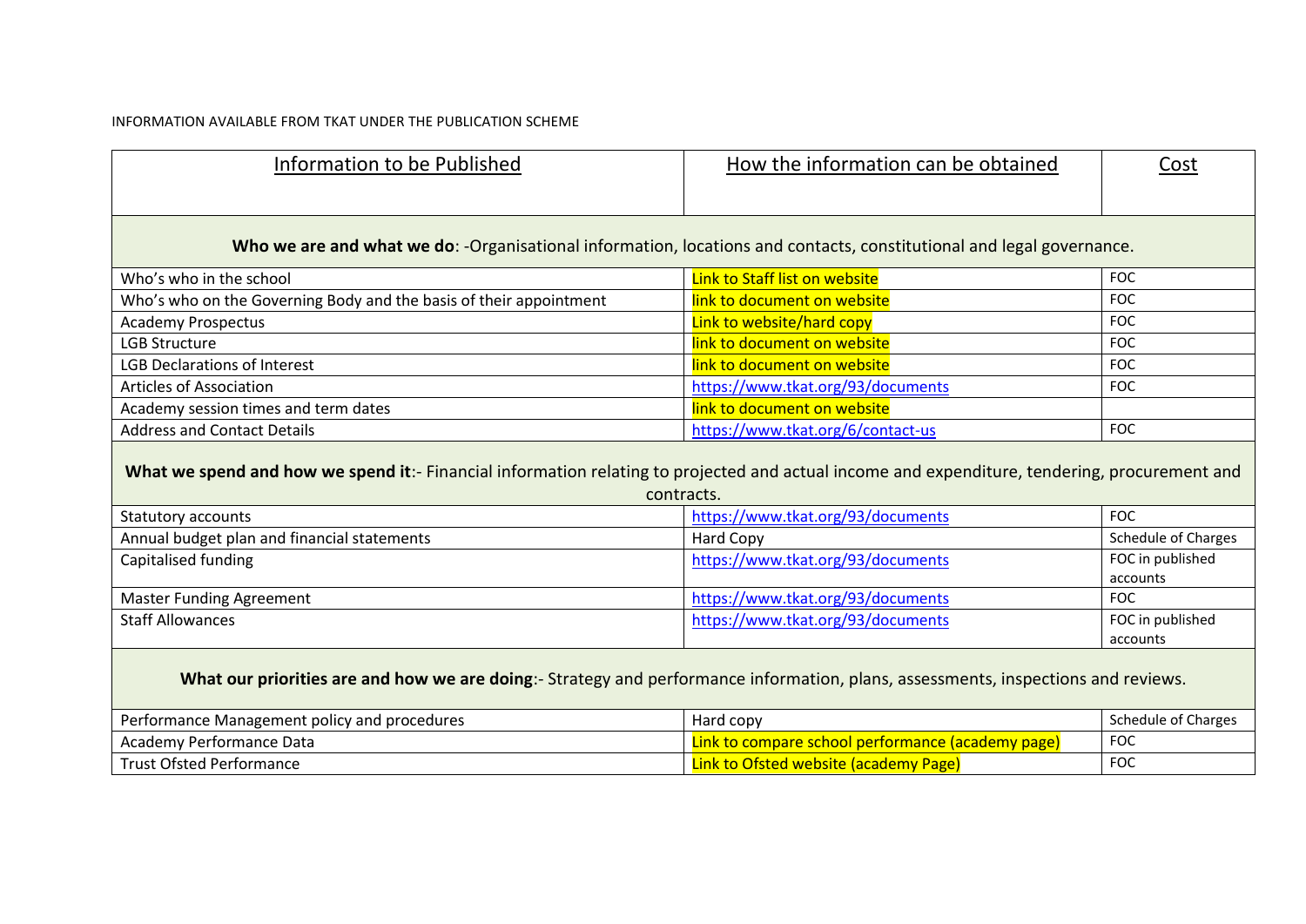INFORMATION AVAILABLE FROM TKAT UNDER THE PUBLICATION SCHEME

| Information to be Published | How the information can be obtained | Cost |
|---|---|---|
| **Who we are and what we do**: -Organisational information, locations and contacts, constitutional and legal governance. | | |
| Who's who in the school | Link to Staff list on website | FOC |
| Who's who on the Governing Body and the basis of their appointment | link to document on website | FOC |
| Academy Prospectus | Link to website/hard copy | FOC |
| LGB Structure | link to document on website | FOC |
| LGB Declarations of Interest | link to document on website | FOC |
| Articles of Association | https://www.tkat.org/93/documents | FOC |
| Academy session times and term dates | link to document on website | |
| Address and Contact Details | https://www.tkat.org/6/contact-us | FOC |
| **What we spend and how we spend it**:- Financial information relating to projected and actual income and expenditure, tendering, procurement and contracts. | | |
| Statutory accounts | https://www.tkat.org/93/documents | FOC |
| Annual budget plan and financial statements | Hard Copy | Schedule of Charges |
| Capitalised funding | https://www.tkat.org/93/documents | FOC in published accounts |
| Master Funding Agreement | https://www.tkat.org/93/documents | FOC |
| Staff Allowances | https://www.tkat.org/93/documents | FOC in published accounts |
| **What our priorities are and how we are doing**:- Strategy and performance information, plans, assessments, inspections and reviews. | | |
| Performance Management policy and procedures | Hard copy | Schedule of Charges |
| Academy Performance Data | Link to compare school performance (academy page) | FOC |
| Trust Ofsted Performance | Link to Ofsted website (academy Page) | FOC |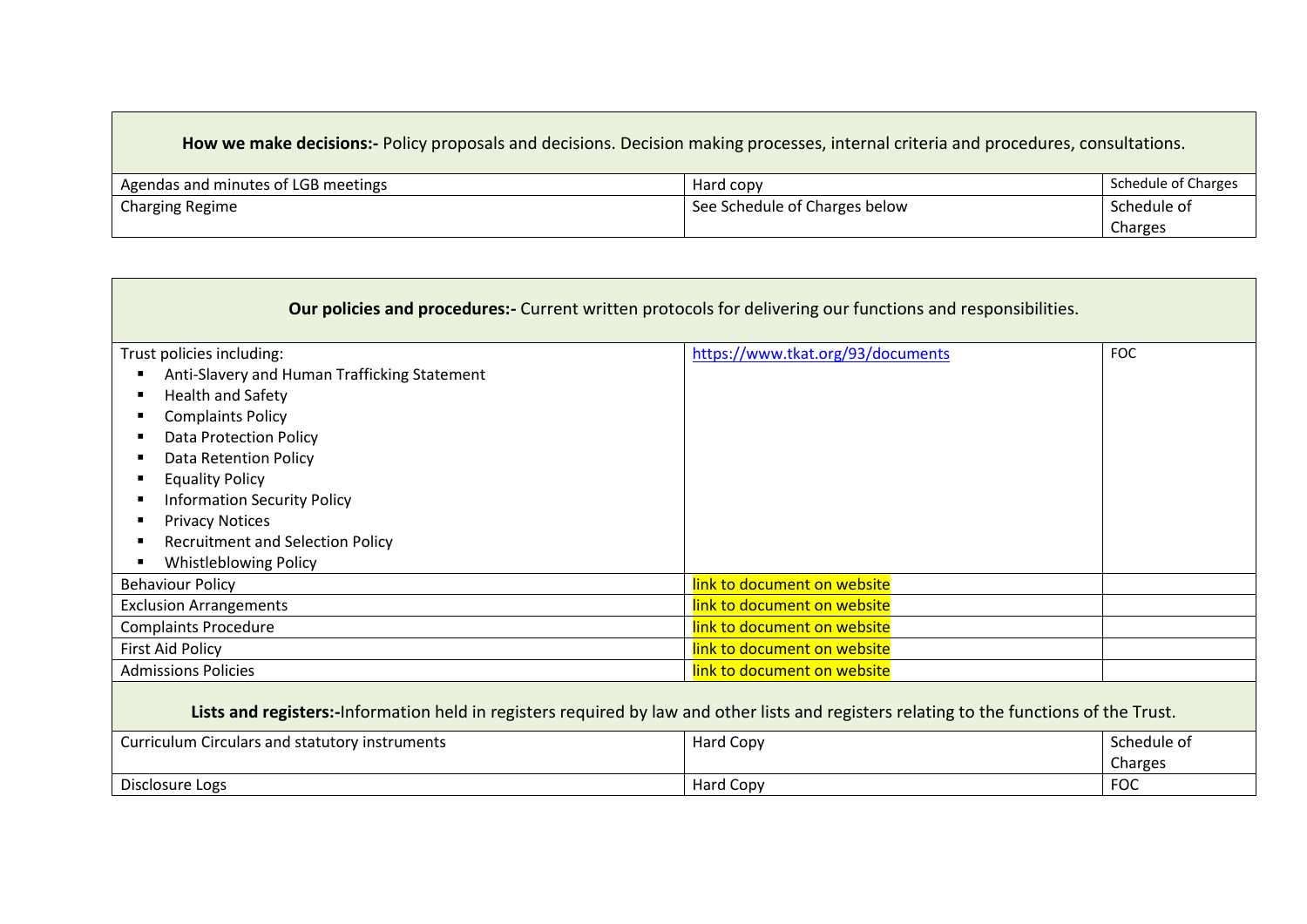| **How we make decisions:-** Policy proposals and decisions. Decision making processes, internal criteria and procedures, consultations. | | |
|---|---|---|
| Agendas and minutes of LGB meetings | Hard copy | Schedule of Charges |
| Charging Regime | See Schedule of Charges below | Schedule of Charges |

| **Our policies and procedures:-** Current written protocols for delivering our functions and responsibilities. | | |
|---|---|---|
| Trust policies including:<br>▪ Anti-Slavery and Human Trafficking Statement<br>▪ Health and Safety<br>▪ Complaints Policy<br>▪ Data Protection Policy<br>▪ Data Retention Policy<br>▪ Equality Policy<br>▪ Information Security Policy<br>▪ Privacy Notices<br>▪ Recruitment and Selection Policy<br>▪ Whistleblowing Policy | https://www.tkat.org/93/documents | FOC |
| Behaviour Policy | link to document on website | |
| Exclusion Arrangements | link to document on website | |
| Complaints Procedure | link to document on website | |
| First Aid Policy | link to document on website | |
| Admissions Policies | link to document on website | |
| **Lists and registers:-** Information held in registers required by law and other lists and registers relating to the functions of the Trust. | | |
| Curriculum Circulars and statutory instruments | Hard Copy | Schedule of Charges |
| Disclosure Logs | Hard Copy | FOC |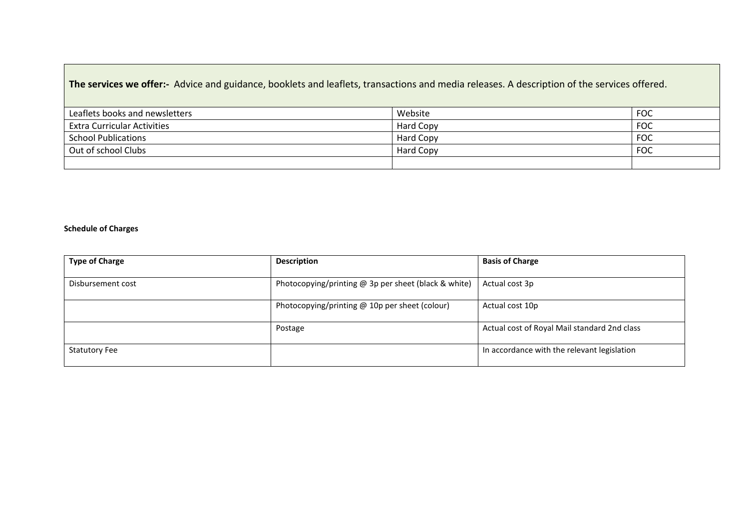**The services we offer:-** Advice and guidance, booklets and leaflets, transactions and media releases. A description of the services offered.

| | | |
|---|---|---|
| Leaflets books and newsletters | Website | FOC |
| Extra Curricular Activities | Hard Copy | FOC |
| School Publications | Hard Copy | FOC |
| Out of school Clubs | Hard Copy | FOC |
| | | |

**Schedule of Charges**

| **Type of Charge** | **Description** | **Basis of Charge** |
|---|---|---|
| Disbursement cost | Photocopying/printing @ 3p per sheet (black & white) | Actual cost 3p |
| | Photocopying/printing @ 10p per sheet (colour) | Actual cost 10p |
| | Postage | Actual cost of Royal Mail standard 2nd class |
| Statutory Fee | | In accordance with the relevant legislation |